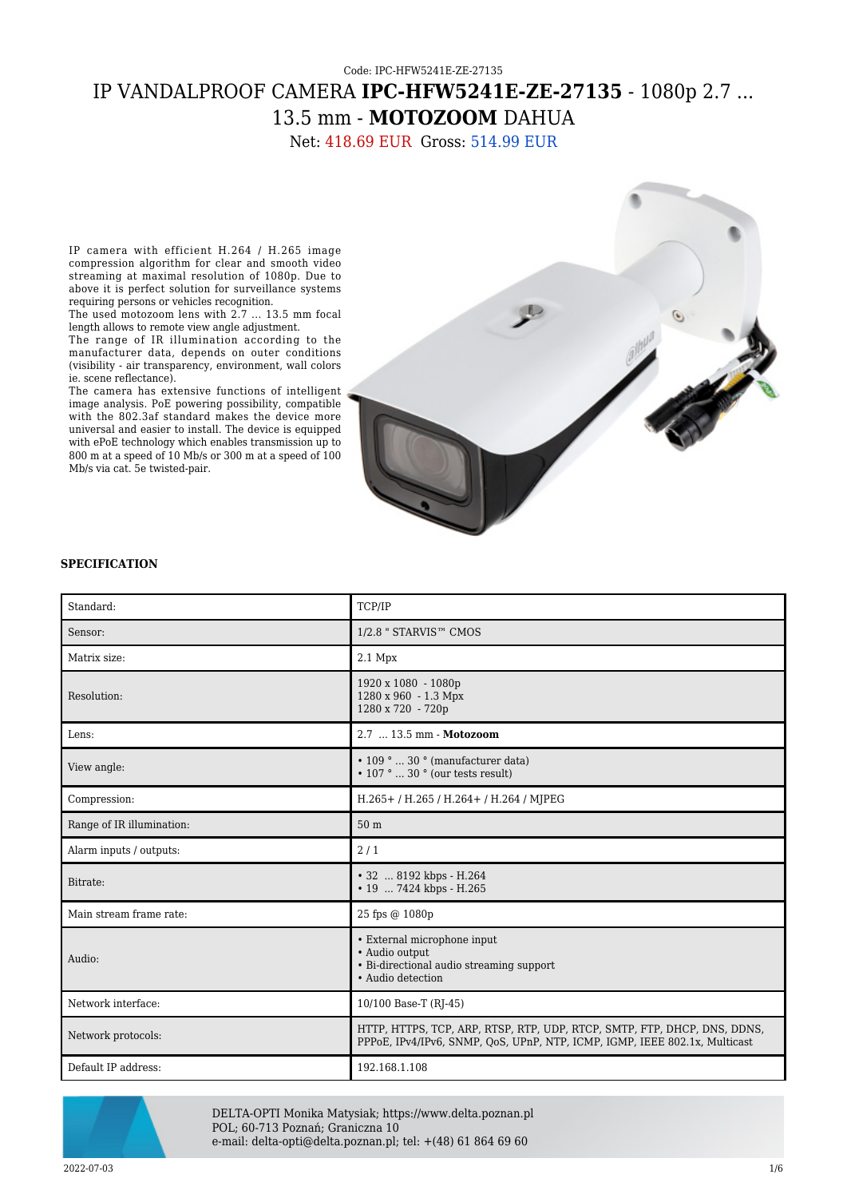Code: IPC-HFW5241E-ZE-27135

# IP VANDALPROOF CAMERA **IPC-HFW5241E-ZE-27135** - 1080p 2.7 ... 13.5 mm - **MOTOZOOM** DAHUA

Net: 418.69 EUR Gross: 514.99 EUR

IP camera with efficient H.264 / H.265 image compression algorithm for clear and smooth video streaming at maximal resolution of 1080p. Due to above it is perfect solution for surveillance systems requiring persons or vehicles recognition.
The used motozoom lens with 2.7 ... 13.5 mm focal length allows to remote view angle adjustment.
The range of IR illumination according to the manufacturer data, depends on outer conditions (visibility - air transparency, environment, wall colors ie. scene reflectance).
The camera has extensive functions of intelligent image analysis. PoE powering possibility, compatible with the 802.3af standard makes the device more universal and easier to install. The device is equipped with ePoE technology which enables transmission up to 800 m at a speed of 10 Mb/s or 300 m at a speed of 100 Mb/s via cat. 5e twisted-pair.

**SPECIFICATION**

| Standard: | TCP/IP |
|---|---|
| Sensor: | 1/2.8 " STARVIS™ CMOS |
| Matrix size: | 2.1 Mpx |
| Resolution: | 1920 x 1080 - 1080p<br>1280 x 960 - 1.3 Mpx<br>1280 x 720 - 720p |
| Lens: | 2.7 ... 13.5 mm - **Motozoom** |
| View angle: | • 109 ° ... 30 ° (manufacturer data)<br>• 107 ° ... 30 ° (our tests result) |
| Compression: | H.265+ / H.265 / H.264+ / H.264 / MJPEG |
| Range of IR illumination: | 50 m |
| Alarm inputs / outputs: | 2 / 1 |
| Bitrate: | • 32 ... 8192 kbps - H.264<br>• 19 ... 7424 kbps - H.265 |
| Main stream frame rate: | 25 fps @ 1080p |
| Audio: | • External microphone input<br>• Audio output<br>• Bi-directional audio streaming support<br>• Audio detection |
| Network interface: | 10/100 Base-T (RJ-45) |
| Network protocols: | HTTP, HTTPS, TCP, ARP, RTSP, RTP, UDP, RTCP, SMTP, FTP, DHCP, DNS, DDNS, PPPoE, IPv4/IPv6, SNMP, QoS, UPnP, NTP, ICMP, IGMP, IEEE 802.1x, Multicast |
| Default IP address: | 192.168.1.108 |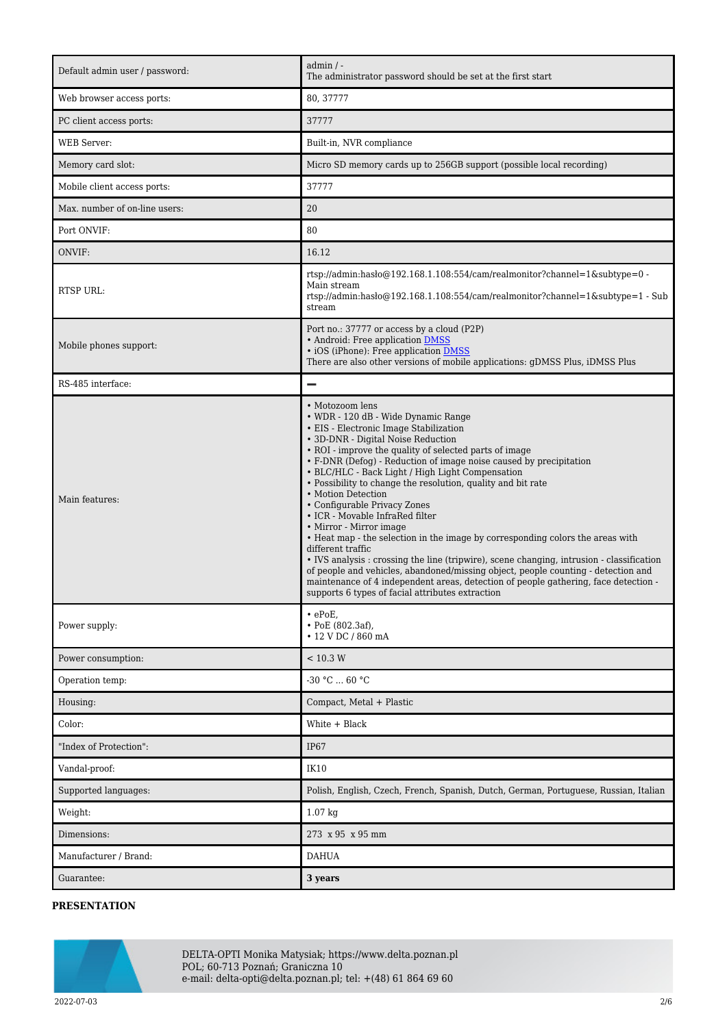| | |
|---|---|
| Default admin user / password: | admin / -<br>The administrator password should be set at the first start |
| Web browser access ports: | 80, 37777 |
| PC client access ports: | 37777 |
| WEB Server: | Built-in, NVR compliance |
| Memory card slot: | Micro SD memory cards up to 256GB support (possible local recording) |
| Mobile client access ports: | 37777 |
| Max. number of on-line users: | 20 |
| Port ONVIF: | 80 |
| ONVIF: | 16.12 |
| RTSP URL: | rtsp://admin:hasło@192.168.1.108:554/cam/realmonitor?channel=1&subtype=0 - Main stream<br>rtsp://admin:hasło@192.168.1.108:554/cam/realmonitor?channel=1&subtype=1 - Sub stream |
| Mobile phones support: | Port no.: 37777 or access by a cloud (P2P)<br>• Android: Free application DMSS<br>• iOS (iPhone): Free application DMSS<br>There are also other versions of mobile applications: gDMSS Plus, iDMSS Plus |
| RS-485 interface: | — |
| Main features: | • Motozoom lens<br>• WDR - 120 dB - Wide Dynamic Range<br>• EIS - Electronic Image Stabilization<br>• 3D-DNR - Digital Noise Reduction<br>• ROI - improve the quality of selected parts of image<br>• F-DNR (Defog) - Reduction of image noise caused by precipitation<br>• BLC/HLC - Back Light / High Light Compensation<br>• Possibility to change the resolution, quality and bit rate<br>• Motion Detection<br>• Configurable Privacy Zones<br>• ICR - Movable InfraRed filter<br>• Mirror - Mirror image<br>• Heat map - the selection in the image by corresponding colors the areas with different traffic<br>• IVS analysis : crossing the line (tripwire), scene changing, intrusion - classification of people and vehicles, abandoned/missing object, people counting - detection and maintenance of 4 independent areas, detection of people gathering, face detection - supports 6 types of facial attributes extraction |
| Power supply: | • ePoE,<br>• PoE (802.3af),<br>• 12 V DC / 860 mA |
| Power consumption: | < 10.3 W |
| Operation temp: | -30 °C ... 60 °C |
| Housing: | Compact, Metal + Plastic |
| Color: | White + Black |
| "Index of Protection": | IP67 |
| Vandal-proof: | IK10 |
| Supported languages: | Polish, English, Czech, French, Spanish, Dutch, German, Portuguese, Russian, Italian |
| Weight: | 1.07 kg |
| Dimensions: | 273 x 95 x 95 mm |
| Manufacturer / Brand: | DAHUA |
| Guarantee: | **3 years** |

**PRESENTATION**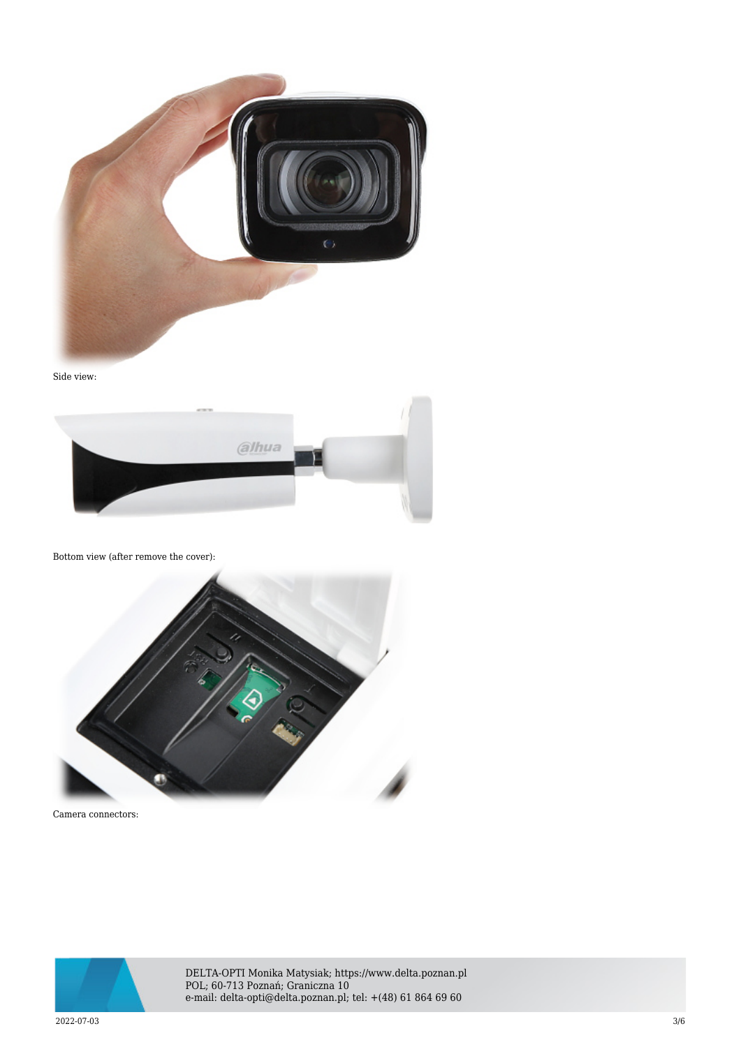Side view:

Bottom view (after remove the cover):

Camera connectors: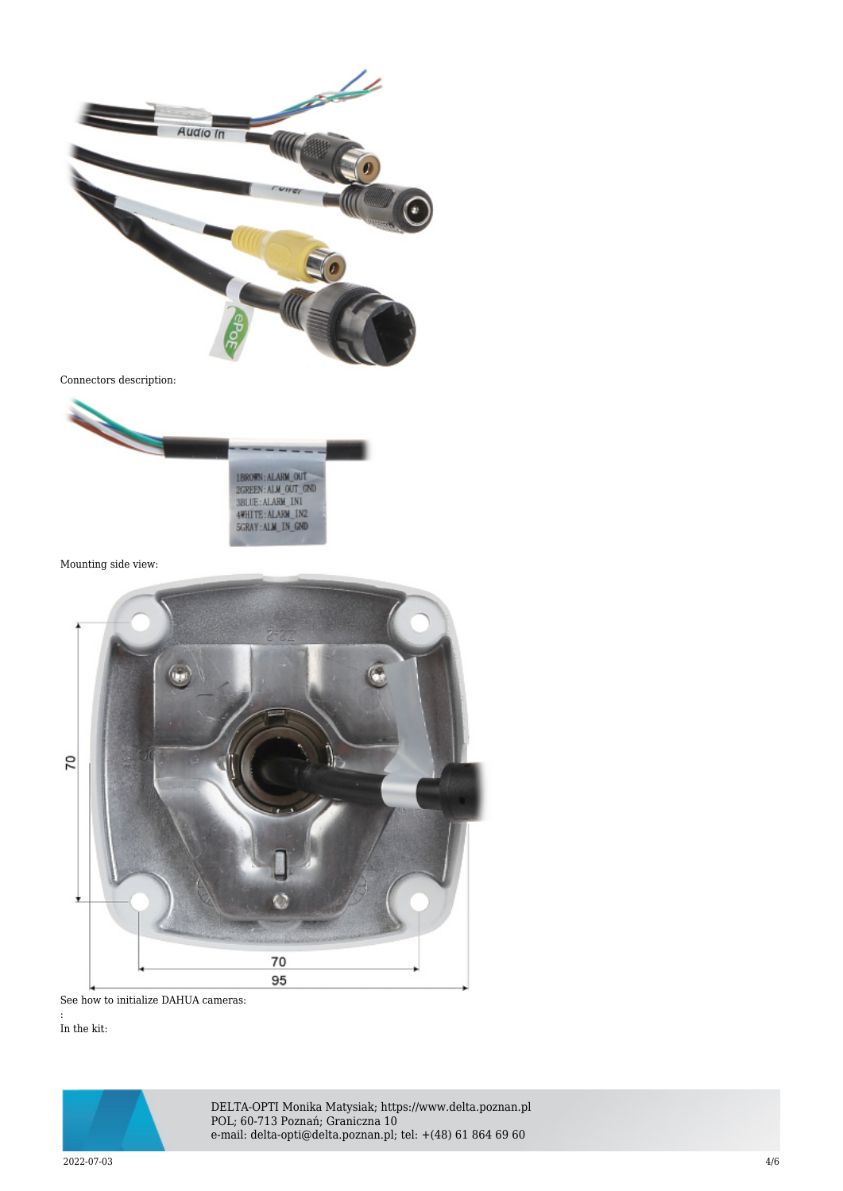Connectors description:

Mounting side view:

See how to initialize DAHUA cameras:

:

In the kit: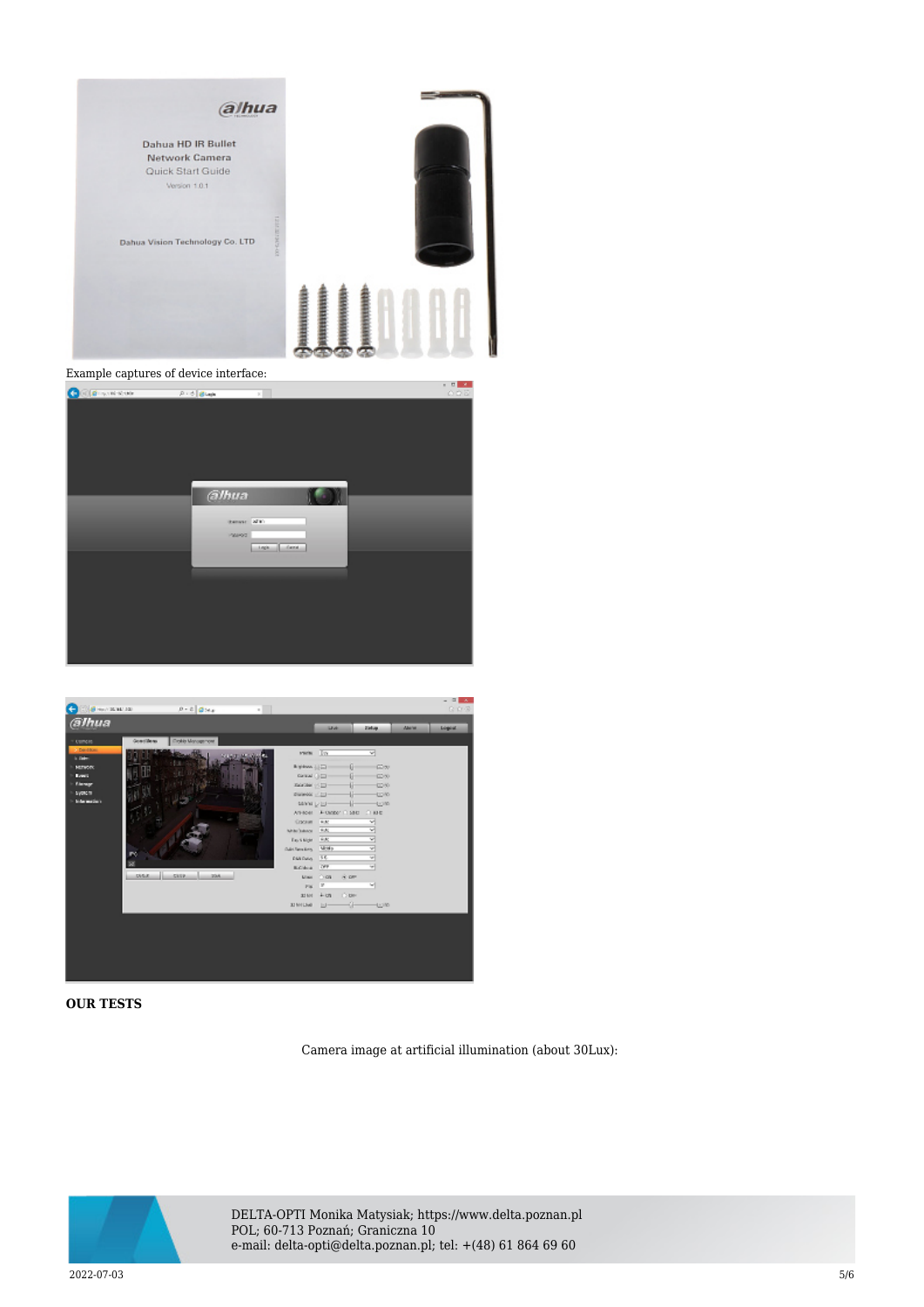Example captures of device interface:

**OUR TESTS**

Camera image at artificial illumination (about 30Lux):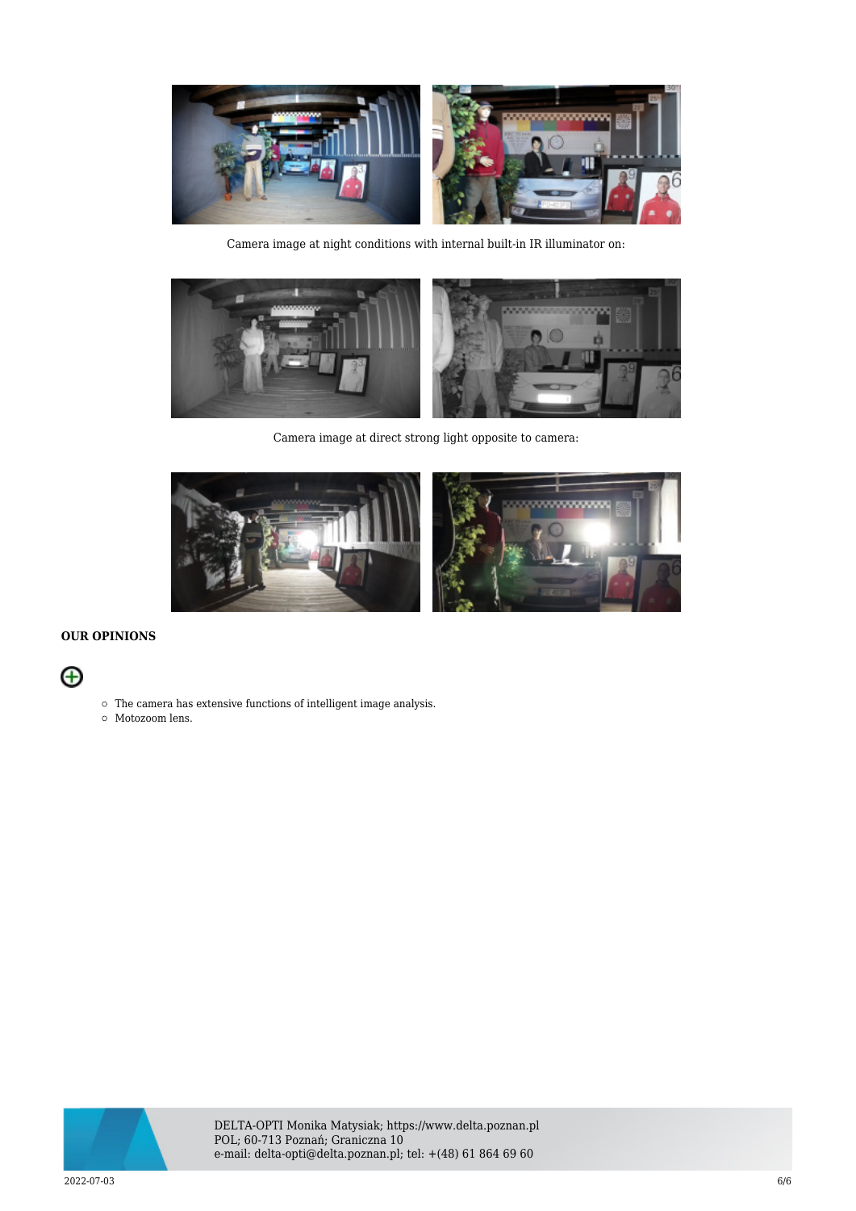Camera image at night conditions with internal built-in IR illuminator on:

Camera image at direct strong light opposite to camera:

**OUR OPINIONS**

⊕

- The camera has extensive functions of intelligent image analysis.
- Motozoom lens.

DELTA-OPTI Monika Matysiak; https://www.delta.poznan.pl
POL; 60-713 Poznań; Graniczna 10
e-mail: delta-opti@delta.poznan.pl; tel: +(48) 61 864 69 60

2022-07-03